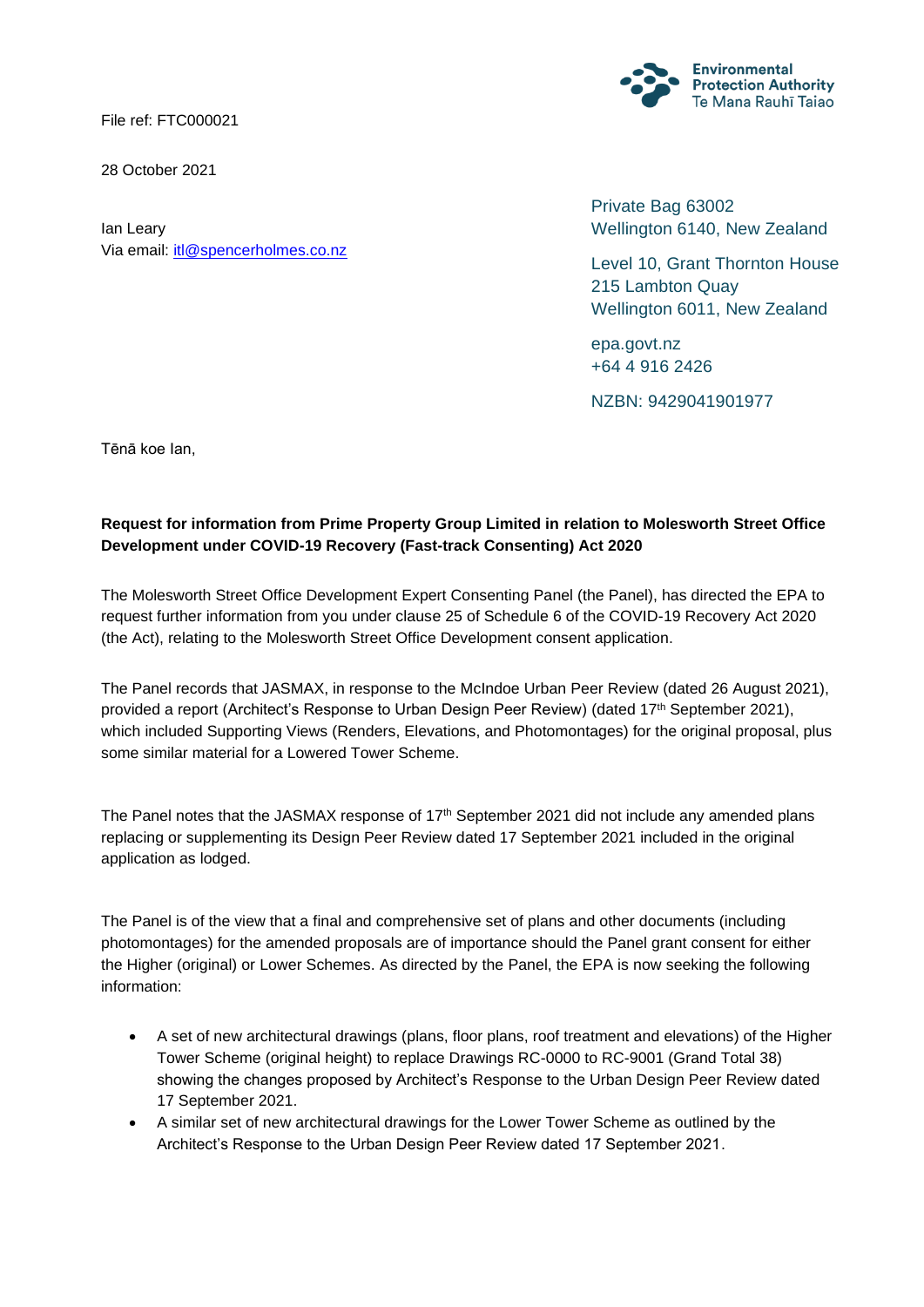File ref: FTC000021

28 October 2021

Ian Leary
Via email: itl@spencerholmes.co.nz

**Environmental Protection Authority**
**Te Mana Rauhī Taiao**

Private Bag 63002
Wellington 6140, New Zealand

Level 10, Grant Thornton House
215 Lambton Quay
Wellington 6011, New Zealand

epa.govt.nz
+64 4 916 2426

NZBN: 9429041901977

Tēnā koe Ian,

**Request for information from Prime Property Group Limited in relation to Molesworth Street Office Development under COVID-19 Recovery (Fast-track Consenting) Act 2020**

The Molesworth Street Office Development Expert Consenting Panel (the Panel), has directed the EPA to request further information from you under clause 25 of Schedule 6 of the COVID-19 Recovery Act 2020 (the Act), relating to the Molesworth Street Office Development consent application.

The Panel records that JASMAX, in response to the McIndoe Urban Peer Review (dated 26 August 2021), provided a report (Architect's Response to Urban Design Peer Review) (dated 17th September 2021), which included Supporting Views (Renders, Elevations, and Photomontages) for the original proposal, plus some similar material for a Lowered Tower Scheme.

The Panel notes that the JASMAX response of 17th September 2021 did not include any amended plans replacing or supplementing its Design Peer Review dated 17 September 2021 included in the original application as lodged.

The Panel is of the view that a final and comprehensive set of plans and other documents (including photomontages) for the amended proposals are of importance should the Panel grant consent for either the Higher (original) or Lower Schemes. As directed by the Panel, the EPA is now seeking the following information:

- A set of new architectural drawings (plans, floor plans, roof treatment and elevations) of the Higher Tower Scheme (original height) to replace Drawings RC-0000 to RC-9001 (Grand Total 38) showing the changes proposed by Architect's Response to the Urban Design Peer Review dated 17 September 2021.
- A similar set of new architectural drawings for the Lower Tower Scheme as outlined by the Architect's Response to the Urban Design Peer Review dated 17 September 2021.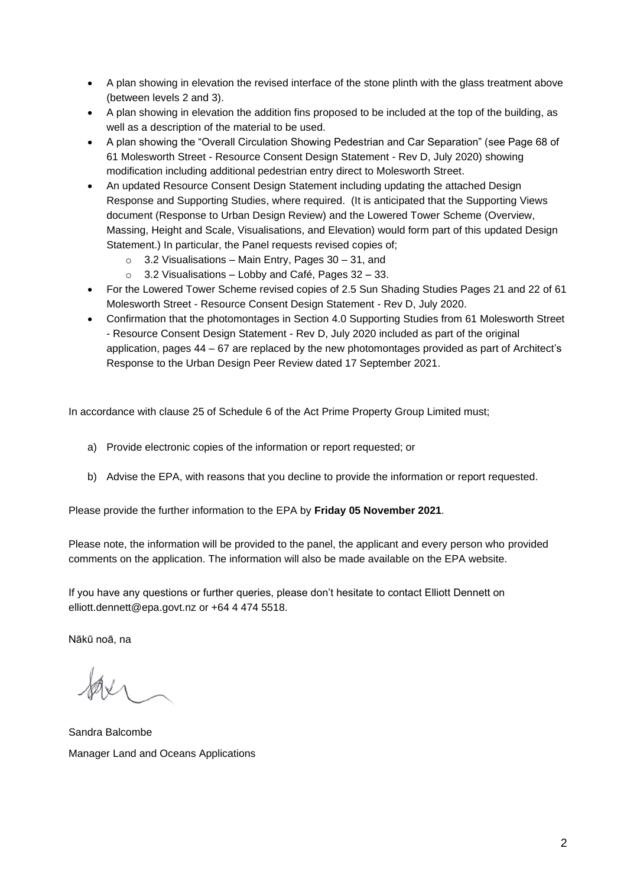- A plan showing in elevation the revised interface of the stone plinth with the glass treatment above (between levels 2 and 3).
- A plan showing in elevation the addition fins proposed to be included at the top of the building, as well as a description of the material to be used.
- A plan showing the "Overall Circulation Showing Pedestrian and Car Separation" (see Page 68 of 61 Molesworth Street - Resource Consent Design Statement - Rev D, July 2020) showing modification including additional pedestrian entry direct to Molesworth Street.
- An updated Resource Consent Design Statement including updating the attached Design Response and Supporting Studies, where required. (It is anticipated that the Supporting Views document (Response to Urban Design Review) and the Lowered Tower Scheme (Overview, Massing, Height and Scale, Visualisations, and Elevation) would form part of this updated Design Statement.) In particular, the Panel requests revised copies of;
  - 3.2 Visualisations – Main Entry, Pages 30 – 31, and
  - 3.2 Visualisations – Lobby and Café, Pages 32 – 33.
- For the Lowered Tower Scheme revised copies of 2.5 Sun Shading Studies Pages 21 and 22 of 61 Molesworth Street - Resource Consent Design Statement - Rev D, July 2020.
- Confirmation that the photomontages in Section 4.0 Supporting Studies from 61 Molesworth Street - Resource Consent Design Statement - Rev D, July 2020 included as part of the original application, pages 44 – 67 are replaced by the new photomontages provided as part of Architect's Response to the Urban Design Peer Review dated 17 September 2021.

In accordance with clause 25 of Schedule 6 of the Act Prime Property Group Limited must;

a) Provide electronic copies of the information or report requested; or

b) Advise the EPA, with reasons that you decline to provide the information or report requested.

Please provide the further information to the EPA by **Friday 05 November 2021**.

Please note, the information will be provided to the panel, the applicant and every person who provided comments on the application. The information will also be made available on the EPA website.

If you have any questions or further queries, please don't hesitate to contact Elliott Dennett on elliott.dennett@epa.govt.nz or +64 4 474 5518.

Nākū noā, na

Sandra Balcombe
Manager Land and Oceans Applications